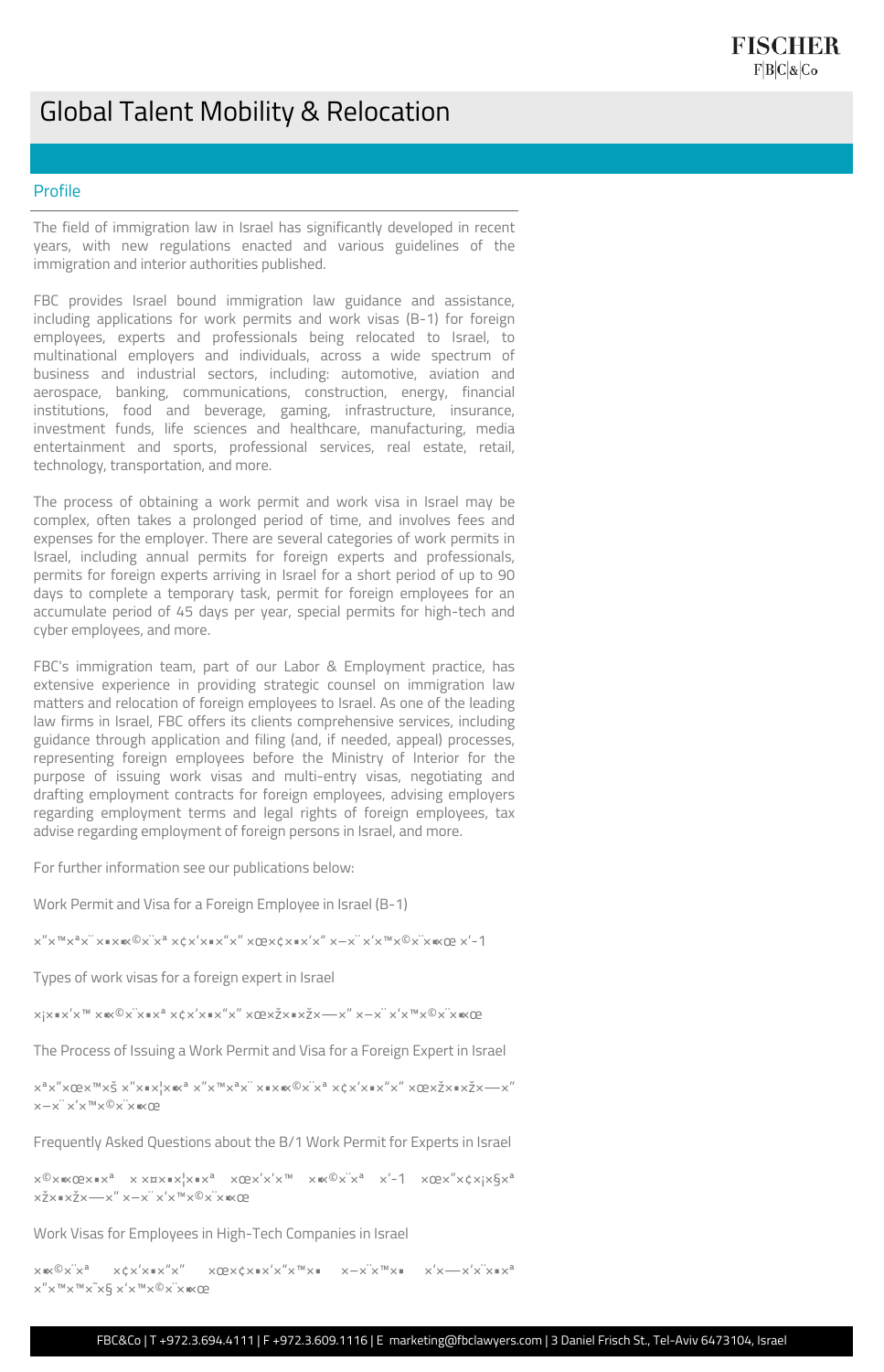# Global Talent Mobility & Relocation

## Profile

The field of immigration law in Israel has significantly developed in recent years, with new regulations enacted and various guidelines of the immigration and interior authorities published.

FBC provides Israel bound immigration law guidance and assistance, including applications for work permits and work visas (B-1) for foreign employees, experts and professionals being relocated to Israel, to multinational employers and individuals, across a wide spectrum of business and industrial sectors, including: automotive, aviation and aerospace, banking, communications, construction, energy, financial institutions, food and beverage, gaming, infrastructure, insurance, investment funds, life sciences and healthcare, manufacturing, media entertainment and sports, professional services, real estate, retail, technology, transportation, and more.

The process of obtaining a work permit and work visa in Israel may be complex, often takes a prolonged period of time, and involves fees and expenses for the employer. There are several categories of work permits in Israel, including annual permits for foreign experts and professionals, permits for foreign experts arriving in Israel for a short period of up to 90 days to complete a temporary task, permit for foreign employees for an accumulate period of 45 days per year, special permits for high-tech and cyber employees, and more.

FBC's immigration team, part of our Labor & Employment practice, has extensive experience in providing strategic counsel on immigration law matters and relocation of foreign employees to Israel. As one of the leading law firms in Israel, FBC offers its clients comprehensive services, including guidance through application and filing (and, if needed, appeal) processes, representing foreign employees before the Ministry of Interior for the purpose of issuing work visas and multi-entry visas, negotiating and drafting employment contracts for foreign employees, advising employers regarding employment terms and legal rights of foreign employees, tax advise regarding employment of foreign persons in Israel, and more.

For further information see our publications below:

Work Permit and Visa for a Foreign Employee in Israel (B-1)

×"×™×ª×¨ ×•×▪×©×¨×ª ×¢×'×•×"×" ×œ×¢×•×'×" ×—×¨×'×™×©×¨×▪×œ ×'-1

Types of work visas for a foreign expert in Israel

×¡×•×'×™ ×▪×©×¨×•×ª ×¢×'×•×"×" ×œ×ž×•×ž×—×" ×—×¨×'×™×©×¨×▪×œ

The Process of Issuing a Work Permit and Visa for a Foreign Expert in Israel

×ª×"×œ×™×š ×"×•×¦×▪×ª ×"×™×ª×¨ ×•×▪×©×¨×ª ×¢×'×•×"×" ×œ×ž×•×ž×—×" ×—×¨×'×™×©×¨×▪×œ

Frequently Asked Questions about the B/1 Work Permit for Experts in Israel

×©×▪×œ×•×ª × ×¤×•×¦×•×ª ×œ×'×'×™ ×▪×©×¨×ª ×'-1 ×œ×"×¢×¡×§×ª ×ž×•×ž×—×" ×—×¨×'×™×©×¨×▪×œ

Work Visas for Employees in High-Tech Companies in Israel

×▪×©×¨×ª ×¢×'×•×"×" ×œ×¢×•×'×"×™×• ×—×¨×™×• ×'×—×'×¨×•×ª ×"×™×™×˜×§ ×'×™×©×¨×▪×œ

FBC&Co | T +972.3.694.4111 | F +972.3.609.1116 | E marketing@fbclawyers.com | 3 Daniel Frisch St., Tel-Aviv 6473104, Israel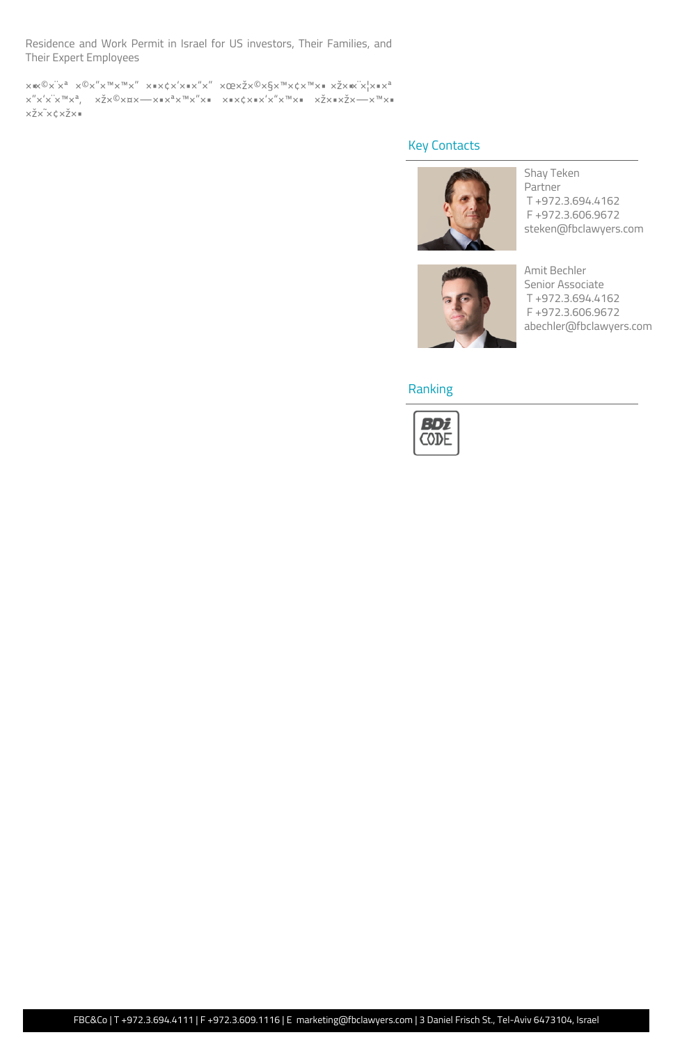Residence and Work Permit in Israel for US investors, Their Families, and Their Expert Employees

×■×©×¨×ª ×©×"×™×™×" ×■×¢×'×■×"×" ×œ×ž×©×§×™×¢×™×■ ×ž×■×¨×¦×■×ª ×"×'×¨×™×ª, ×ž×©×¤×—×■×ª×™×"×■ ×■×¢×■×'×"×™×■ ×ž×■×ž×—×™×■ ×ž×¨×¢×ž×■

## Key Contacts

Shay Teken
Partner
T +972.3.694.4162
F +972.3.606.9672
steken@fbclawyers.com

Amit Bechler
Senior Associate
T +972.3.694.4162
F +972.3.606.9672
abechler@fbclawyers.com

## Ranking

BDi CODE